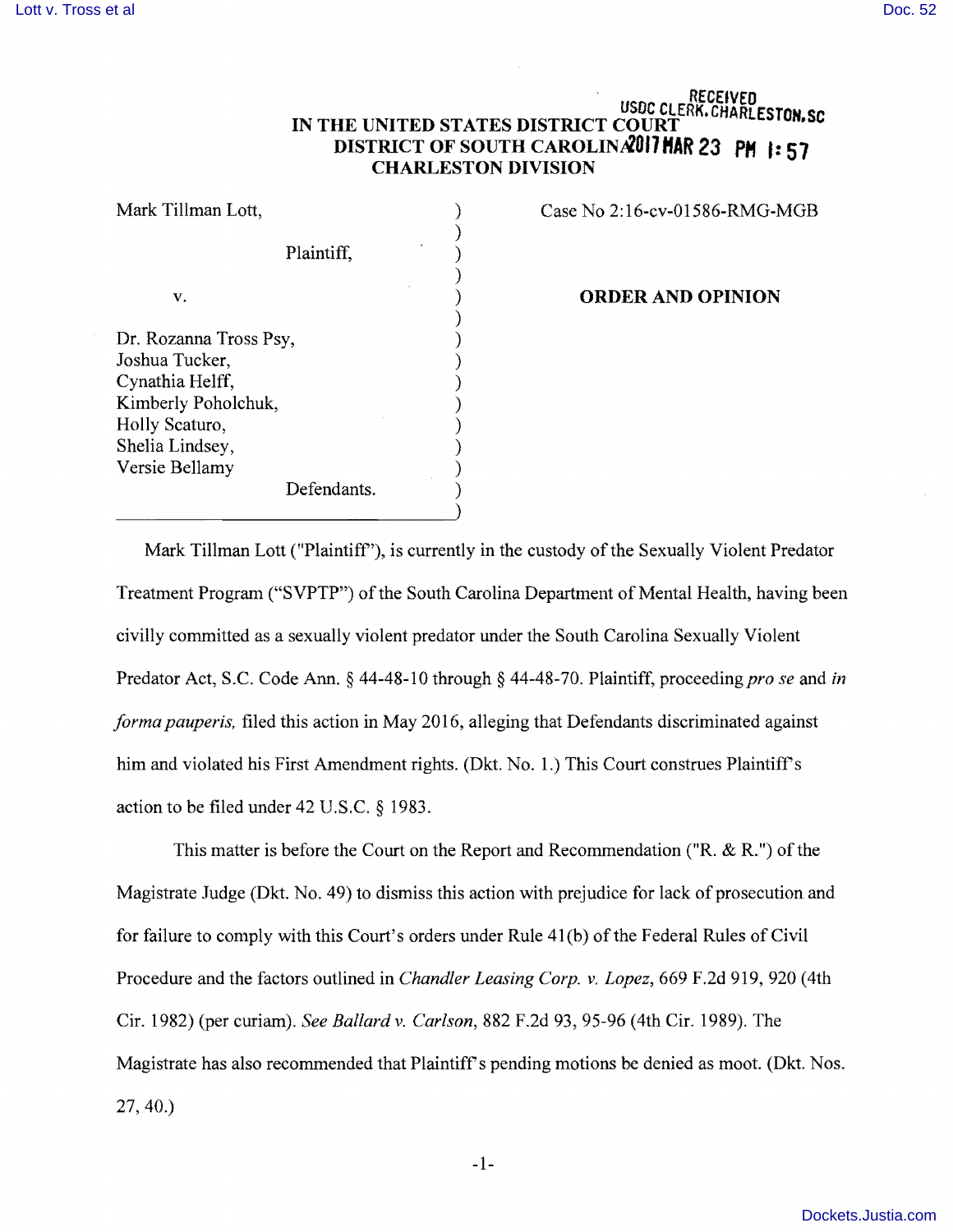RECEIVED
USDC CLERK, CHARLESTON, SC
2017 MAR 23 PM 1:57

**IN THE UNITED STATES DISTRICT COURT**
**DISTRICT OF SOUTH CAROLINA**
**CHARLESTON DIVISION**

| | |
|---|---|
| Mark Tillman Lott, Plaintiff, v. Dr. Rozanna Tross Psy, Joshua Tucker, Cynathia Helff, Kimberly Poholchuk, Holly Scaturo, Shelia Lindsey, Versie Bellamy Defendants. | Case No 2:16-cv-01586-RMG-MGB **ORDER AND OPINION** |

Mark Tillman Lott ("Plaintiff"), is currently in the custody of the Sexually Violent Predator Treatment Program ("SVPTP") of the South Carolina Department of Mental Health, having been civilly committed as a sexually violent predator under the South Carolina Sexually Violent Predator Act, S.C. Code Ann. § 44-48-10 through § 44-48-70. Plaintiff, proceeding *pro se* and *in forma pauperis,* filed this action in May 2016, alleging that Defendants discriminated against him and violated his First Amendment rights. (Dkt. No. 1.) This Court construes Plaintiff's action to be filed under 42 U.S.C. § 1983.

This matter is before the Court on the Report and Recommendation ("R. & R.") of the Magistrate Judge (Dkt. No. 49) to dismiss this action with prejudice for lack of prosecution and for failure to comply with this Court's orders under Rule 41(b) of the Federal Rules of Civil Procedure and the factors outlined in *Chandler Leasing Corp. v. Lopez*, 669 F.2d 919, 920 (4th Cir. 1982) (per curiam). *See Ballard v. Carlson*, 882 F.2d 93, 95-96 (4th Cir. 1989). The Magistrate has also recommended that Plaintiff's pending motions be denied as moot. (Dkt. Nos. 27, 40.)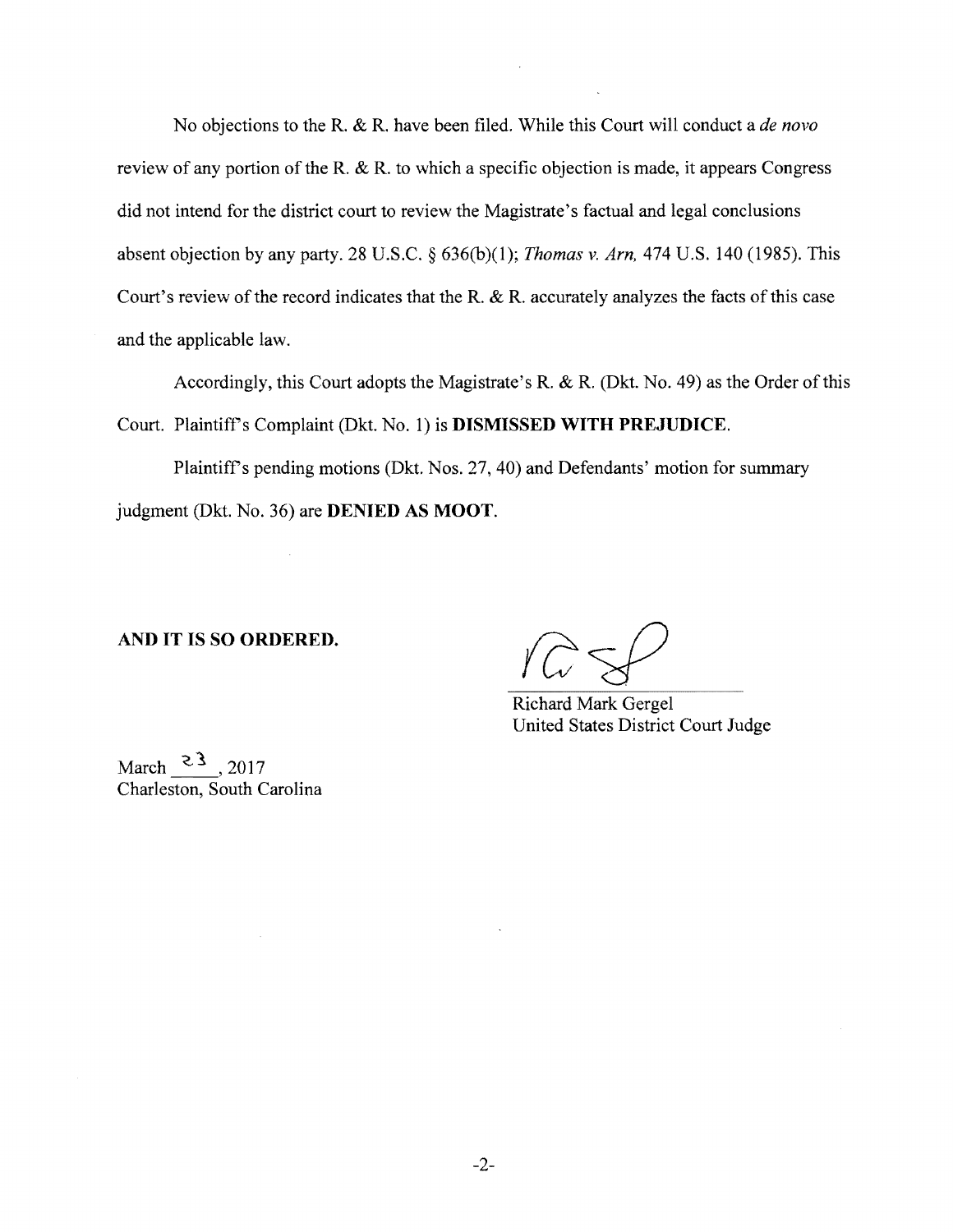No objections to the R. & R. have been filed. While this Court will conduct a *de novo* review of any portion of the R. & R. to which a specific objection is made, it appears Congress did not intend for the district court to review the Magistrate's factual and legal conclusions absent objection by any party. 28 U.S.C. § 636(b)(1); *Thomas v. Arn,* 474 U.S. 140 (1985). This Court's review of the record indicates that the R. & R. accurately analyzes the facts of this case and the applicable law.

Accordingly, this Court adopts the Magistrate's R. & R. (Dkt. No. 49) as the Order of this Court. Plaintiff's Complaint (Dkt. No. 1) is **DISMISSED WITH PREJUDICE**.

Plaintiff's pending motions (Dkt. Nos. 27, 40) and Defendants' motion for summary judgment (Dkt. No. 36) are **DENIED AS MOOT**.

**AND IT IS SO ORDERED.**

Richard Mark Gergel
United States District Court Judge

March 23, 2017
Charleston, South Carolina